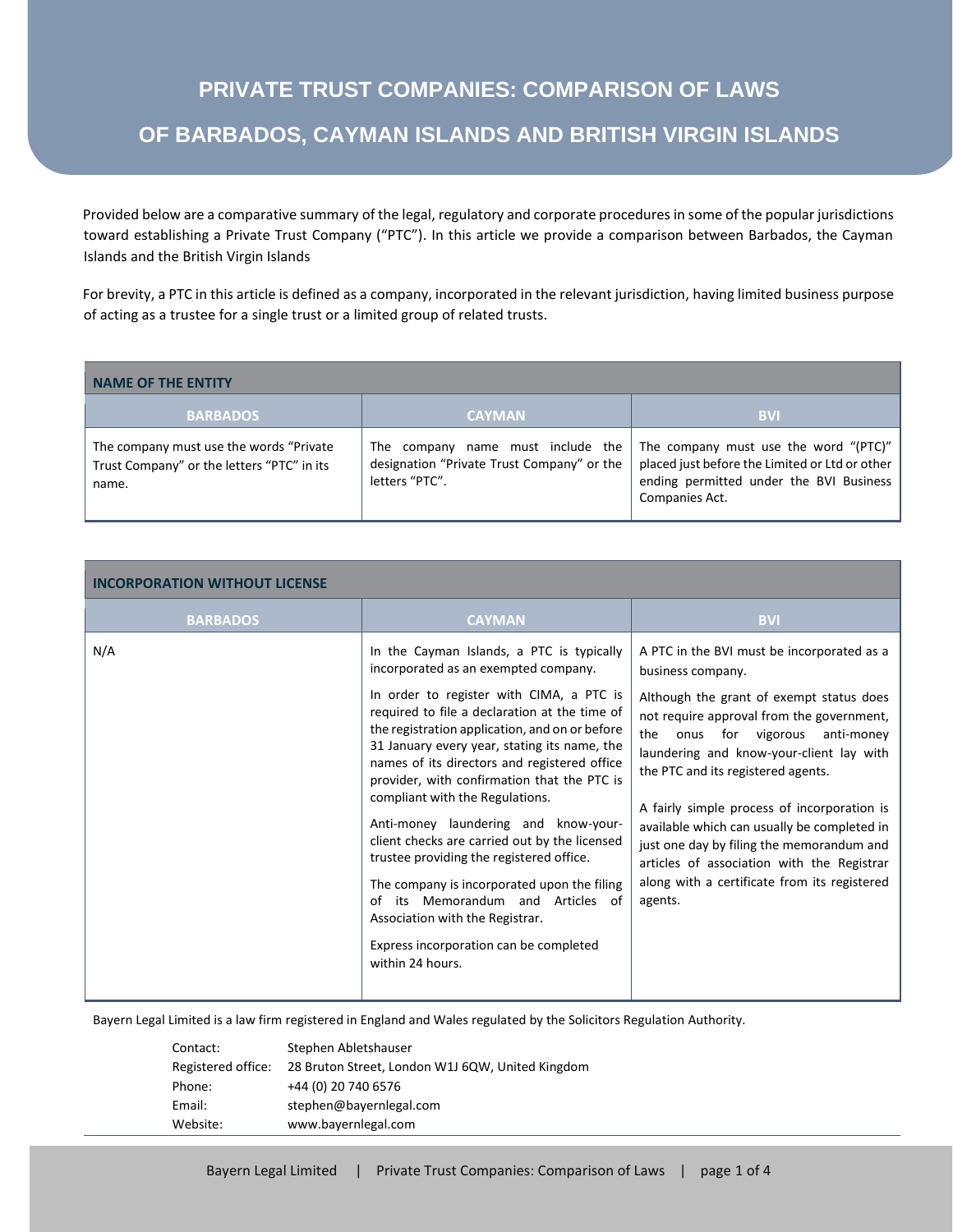# PRIVATE TRUST COMPANIES: COMPARISON OF LAWS OF BARBADOS, CAYMAN ISLANDS AND BRITISH VIRGIN ISLANDS

Provided below are a comparative summary of the legal, regulatory and corporate procedures in some of the popular jurisdictions toward establishing a Private Trust Company ("PTC"). In this article we provide a comparison between Barbados, the Cayman Islands and the British Virgin Islands

For brevity, a PTC in this article is defined as a company, incorporated in the relevant jurisdiction, having limited business purpose of acting as a trustee for a single trust or a limited group of related trusts.

**NAME OF THE ENTITY**

| BARBADOS | CAYMAN | BVI |
|---|---|---|
| The company must use the words "Private Trust Company" or the letters "PTC" in its name. | The company name must include the designation "Private Trust Company" or the letters "PTC". | The company must use the word "(PTC)" placed just before the Limited or Ltd or other ending permitted under the BVI Business Companies Act. |

**INCORPORATION WITHOUT LICENSE**

| BARBADOS | CAYMAN | BVI |
|---|---|---|
| N/A | In the Cayman Islands, a PTC is typically incorporated as an exempted company.<br><br>In order to register with CIMA, a PTC is required to file a declaration at the time of the registration application, and on or before 31 January every year, stating its name, the names of its directors and registered office provider, with confirmation that the PTC is compliant with the Regulations.<br><br>Anti-money laundering and know-your-client checks are carried out by the licensed trustee providing the registered office.<br><br>The company is incorporated upon the filing of its Memorandum and Articles of Association with the Registrar.<br><br>Express incorporation can be completed within 24 hours. | A PTC in the BVI must be incorporated as a business company.<br><br>Although the grant of exempt status does not require approval from the government, the onus for vigorous anti-money laundering and know-your-client lay with the PTC and its registered agents.<br><br>A fairly simple process of incorporation is available which can usually be completed in just one day by filing the memorandum and articles of association with the Registrar along with a certificate from its registered agents. |

Bayern Legal Limited is a law firm registered in England and Wales regulated by the Solicitors Regulation Authority.

| | |
|---|---|
| Contact: | Stephen Abletshauser |
| Registered office: | 28 Bruton Street, London W1J 6QW, United Kingdom |
| Phone: | +44 (0) 20 740 6576 |
| Email: | stephen@bayernlegal.com |
| Website: | www.bayernlegal.com |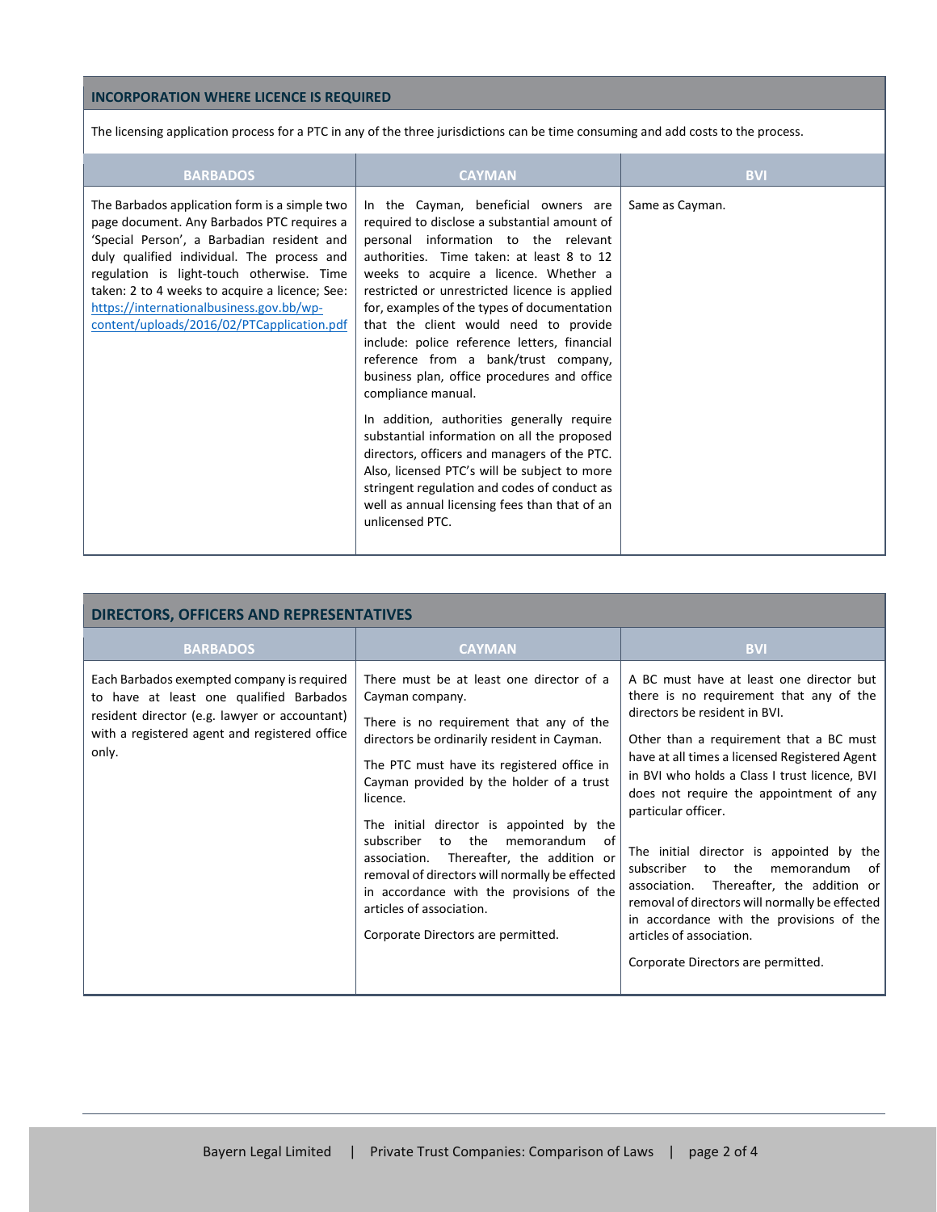## INCORPORATION WHERE LICENCE IS REQUIRED

The licensing application process for a PTC in any of the three jurisdictions can be time consuming and add costs to the process.

| BARBADOS | CAYMAN | BVI |
|---|---|---|
| The Barbados application form is a simple two page document. Any Barbados PTC requires a 'Special Person', a Barbadian resident and duly qualified individual. The process and regulation is light-touch otherwise. Time taken: 2 to 4 weeks to acquire a licence; See: https://internationalbusiness.gov.bb/wp-content/uploads/2016/02/PTCapplication.pdf | In the Cayman, beneficial owners are required to disclose a substantial amount of personal information to the relevant authorities. Time taken: at least 8 to 12 weeks to acquire a licence. Whether a restricted or unrestricted licence is applied for, examples of the types of documentation that the client would need to provide include: police reference letters, financial reference from a bank/trust company, business plan, office procedures and office compliance manual.<br><br>In addition, authorities generally require substantial information on all the proposed directors, officers and managers of the PTC. Also, licensed PTC's will be subject to more stringent regulation and codes of conduct as well as annual licensing fees than that of an unlicensed PTC. | Same as Cayman. |

## DIRECTORS, OFFICERS AND REPRESENTATIVES

| BARBADOS | CAYMAN | BVI |
|---|---|---|
| Each Barbados exempted company is required to have at least one qualified Barbados resident director (e.g. lawyer or accountant) with a registered agent and registered office only. | There must be at least one director of a Cayman company.<br><br>There is no requirement that any of the directors be ordinarily resident in Cayman.<br><br>The PTC must have its registered office in Cayman provided by the holder of a trust licence.<br><br>The initial director is appointed by the subscriber to the memorandum of association. Thereafter, the addition or removal of directors will normally be effected in accordance with the provisions of the articles of association.<br><br>Corporate Directors are permitted. | A BC must have at least one director but there is no requirement that any of the directors be resident in BVI.<br><br>Other than a requirement that a BC must have at all times a licensed Registered Agent in BVI who holds a Class I trust licence, BVI does not require the appointment of any particular officer.<br><br>The initial director is appointed by the subscriber to the memorandum of association. Thereafter, the addition or removal of directors will normally be effected in accordance with the provisions of the articles of association.<br><br>Corporate Directors are permitted. |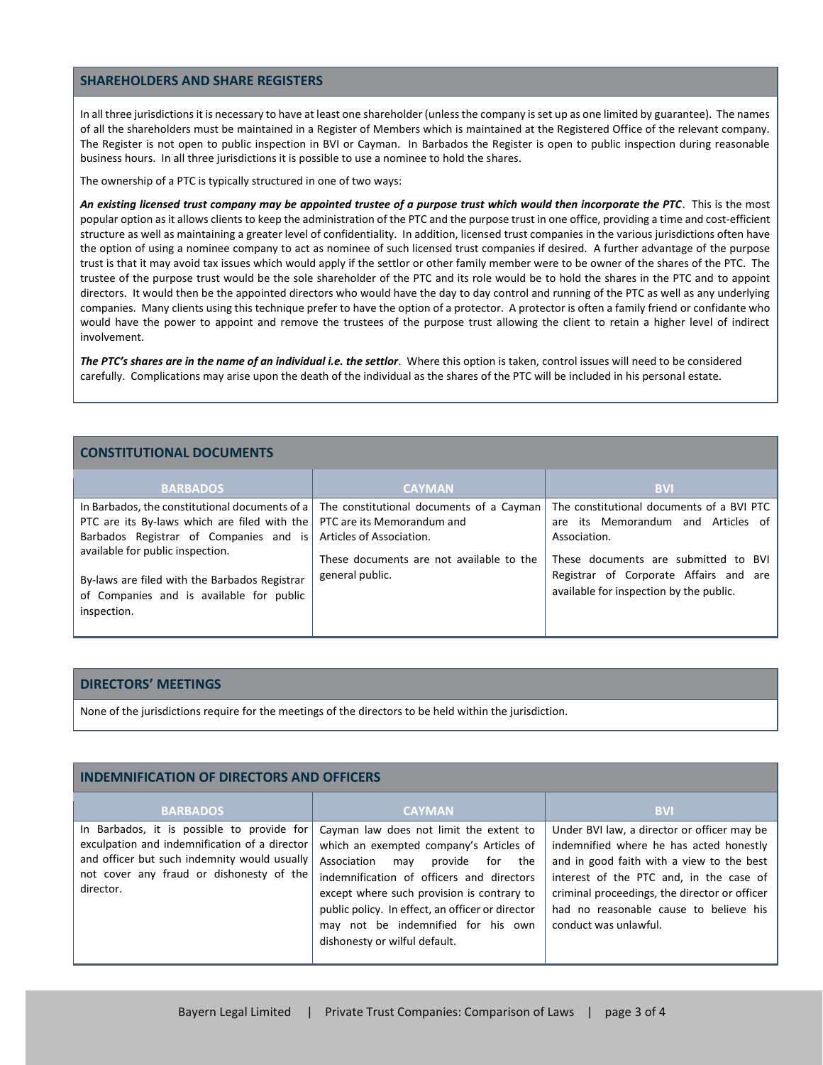## SHAREHOLDERS AND SHARE REGISTERS

In all three jurisdictions it is necessary to have at least one shareholder (unless the company is set up as one limited by guarantee). The names of all the shareholders must be maintained in a Register of Members which is maintained at the Registered Office of the relevant company. The Register is not open to public inspection in BVI or Cayman. In Barbados the Register is open to public inspection during reasonable business hours. In all three jurisdictions it is possible to use a nominee to hold the shares.

The ownership of a PTC is typically structured in one of two ways:

***An existing licensed trust company may be appointed trustee of a purpose trust which would then incorporate the PTC***. This is the most popular option as it allows clients to keep the administration of the PTC and the purpose trust in one office, providing a time and cost-efficient structure as well as maintaining a greater level of confidentiality. In addition, licensed trust companies in the various jurisdictions often have the option of using a nominee company to act as nominee of such licensed trust companies if desired. A further advantage of the purpose trust is that it may avoid tax issues which would apply if the settlor or other family member were to be owner of the shares of the PTC. The trustee of the purpose trust would be the sole shareholder of the PTC and its role would be to hold the shares in the PTC and to appoint directors. It would then be the appointed directors who would have the day to day control and running of the PTC as well as any underlying companies. Many clients using this technique prefer to have the option of a protector. A protector is often a family friend or confidante who would have the power to appoint and remove the trustees of the purpose trust allowing the client to retain a higher level of indirect involvement.

***The PTC's shares are in the name of an individual i.e. the settlor***. Where this option is taken, control issues will need to be considered carefully. Complications may arise upon the death of the individual as the shares of the PTC will be included in his personal estate.

## CONSTITUTIONAL DOCUMENTS

| BARBADOS | CAYMAN | BVI |
|---|---|---|
| In Barbados, the constitutional documents of a PTC are its By-laws which are filed with the Barbados Registrar of Companies and is available for public inspection.<br><br>By-laws are filed with the Barbados Registrar of Companies and is available for public inspection. | The constitutional documents of a Cayman PTC are its Memorandum and Articles of Association.<br><br>These documents are not available to the general public. | The constitutional documents of a BVI PTC are its Memorandum and Articles of Association.<br><br>These documents are submitted to BVI Registrar of Corporate Affairs and are available for inspection by the public. |

## DIRECTORS' MEETINGS

None of the jurisdictions require for the meetings of the directors to be held within the jurisdiction.

## INDEMNIFICATION OF DIRECTORS AND OFFICERS

| BARBADOS | CAYMAN | BVI |
|---|---|---|
| In Barbados, it is possible to provide for exculpation and indemnification of a director and officer but such indemnity would usually not cover any fraud or dishonesty of the director. | Cayman law does not limit the extent to which an exempted company's Articles of Association may provide for the indemnification of officers and directors except where such provision is contrary to public policy. In effect, an officer or director may not be indemnified for his own dishonesty or wilful default. | Under BVI law, a director or officer may be indemnified where he has acted honestly and in good faith with a view to the best interest of the PTC and, in the case of criminal proceedings, the director or officer had no reasonable cause to believe his conduct was unlawful. |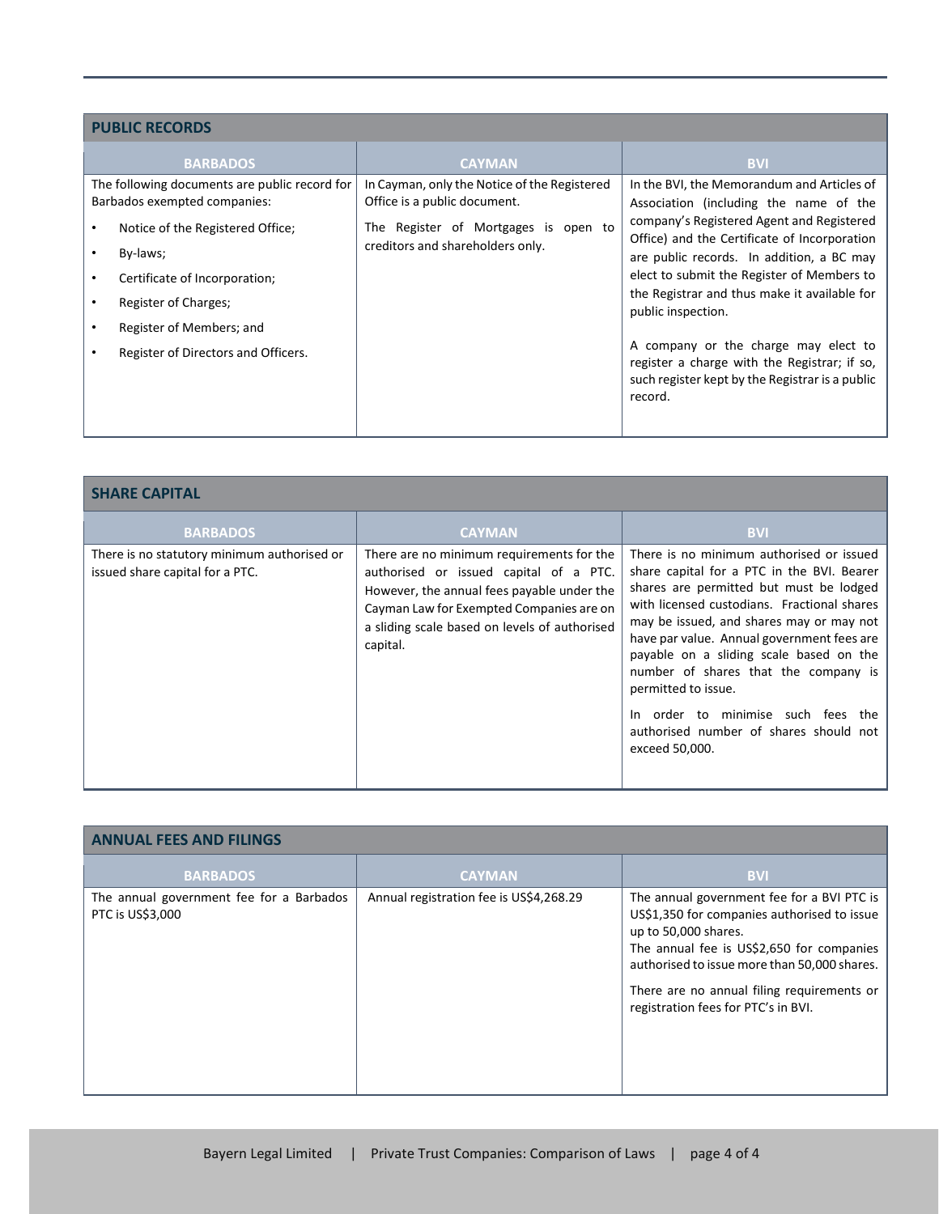## PUBLIC RECORDS

| BARBADOS | CAYMAN | BVI |
| --- | --- | --- |
| The following documents are public record for Barbados exempted companies:<br>• Notice of the Registered Office;<br>• By-laws;<br>• Certificate of Incorporation;<br>• Register of Charges;<br>• Register of Members; and<br>• Register of Directors and Officers. | In Cayman, only the Notice of the Registered Office is a public document.<br><br>The Register of Mortgages is open to creditors and shareholders only. | In the BVI, the Memorandum and Articles of Association (including the name of the company's Registered Agent and Registered Office) and the Certificate of Incorporation are public records. In addition, a BC may elect to submit the Register of Members to the Registrar and thus make it available for public inspection.<br><br>A company or the charge may elect to register a charge with the Registrar; if so, such register kept by the Registrar is a public record. |

## SHARE CAPITAL

| BARBADOS | CAYMAN | BVI |
| --- | --- | --- |
| There is no statutory minimum authorised or issued share capital for a PTC. | There are no minimum requirements for the authorised or issued capital of a PTC. However, the annual fees payable under the Cayman Law for Exempted Companies are on a sliding scale based on levels of authorised capital. | There is no minimum authorised or issued share capital for a PTC in the BVI. Bearer shares are permitted but must be lodged with licensed custodians. Fractional shares may be issued, and shares may or may not have par value. Annual government fees are payable on a sliding scale based on the number of shares that the company is permitted to issue.<br><br>In order to minimise such fees the authorised number of shares should not exceed 50,000. |

## ANNUAL FEES AND FILINGS

| BARBADOS | CAYMAN | BVI |
| --- | --- | --- |
| The annual government fee for a Barbados PTC is US$3,000 | Annual registration fee is US$4,268.29 | The annual government fee for a BVI PTC is US$1,350 for companies authorised to issue up to 50,000 shares.<br>The annual fee is US$2,650 for companies authorised to issue more than 50,000 shares.<br><br>There are no annual filing requirements or registration fees for PTC's in BVI. |